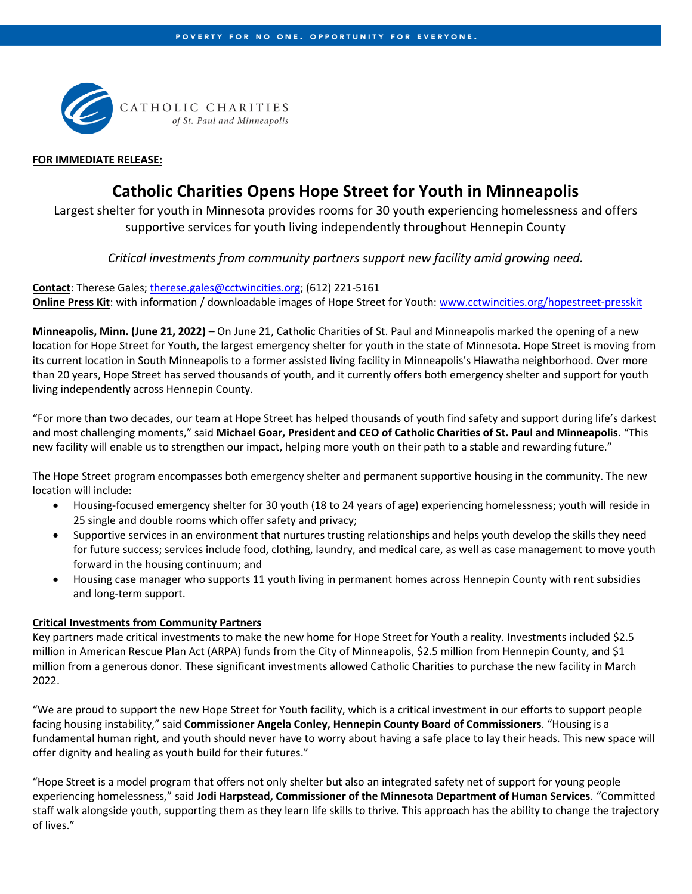POVERTY FOR NO ONE. OPPORTUNITY FOR EVERYONE.

CATHOLIC CHARITIES
*of St. Paul and Minneapolis*

**FOR IMMEDIATE RELEASE:**

# Catholic Charities Opens Hope Street for Youth in Minneapolis

Largest shelter for youth in Minnesota provides rooms for 30 youth experiencing homelessness and offers supportive services for youth living independently throughout Hennepin County

*Critical investments from community partners support new facility amid growing need.*

**Contact**: Therese Gales; therese.gales@cctwincities.org; (612) 221-5161
**Online Press Kit**: with information / downloadable images of Hope Street for Youth: www.cctwincities.org/hopestreet-presskit

**Minneapolis, Minn. (June 21, 2022)** – On June 21, Catholic Charities of St. Paul and Minneapolis marked the opening of a new location for Hope Street for Youth, the largest emergency shelter for youth in the state of Minnesota. Hope Street is moving from its current location in South Minneapolis to a former assisted living facility in Minneapolis's Hiawatha neighborhood. Over more than 20 years, Hope Street has served thousands of youth, and it currently offers both emergency shelter and support for youth living independently across Hennepin County.

"For more than two decades, our team at Hope Street has helped thousands of youth find safety and support during life's darkest and most challenging moments," said **Michael Goar, President and CEO of Catholic Charities of St. Paul and Minneapolis**. "This new facility will enable us to strengthen our impact, helping more youth on their path to a stable and rewarding future."

The Hope Street program encompasses both emergency shelter and permanent supportive housing in the community. The new location will include:

- Housing-focused emergency shelter for 30 youth (18 to 24 years of age) experiencing homelessness; youth will reside in 25 single and double rooms which offer safety and privacy;
- Supportive services in an environment that nurtures trusting relationships and helps youth develop the skills they need for future success; services include food, clothing, laundry, and medical care, as well as case management to move youth forward in the housing continuum; and
- Housing case manager who supports 11 youth living in permanent homes across Hennepin County with rent subsidies and long-term support.

**Critical Investments from Community Partners**

Key partners made critical investments to make the new home for Hope Street for Youth a reality. Investments included $2.5 million in American Rescue Plan Act (ARPA) funds from the City of Minneapolis, $2.5 million from Hennepin County, and $1 million from a generous donor. These significant investments allowed Catholic Charities to purchase the new facility in March 2022.

"We are proud to support the new Hope Street for Youth facility, which is a critical investment in our efforts to support people facing housing instability," said **Commissioner Angela Conley, Hennepin County Board of Commissioners**. "Housing is a fundamental human right, and youth should never have to worry about having a safe place to lay their heads. This new space will offer dignity and healing as youth build for their futures."

"Hope Street is a model program that offers not only shelter but also an integrated safety net of support for young people experiencing homelessness," said **Jodi Harpstead, Commissioner of the Minnesota Department of Human Services**. "Committed staff walk alongside youth, supporting them as they learn life skills to thrive. This approach has the ability to change the trajectory of lives."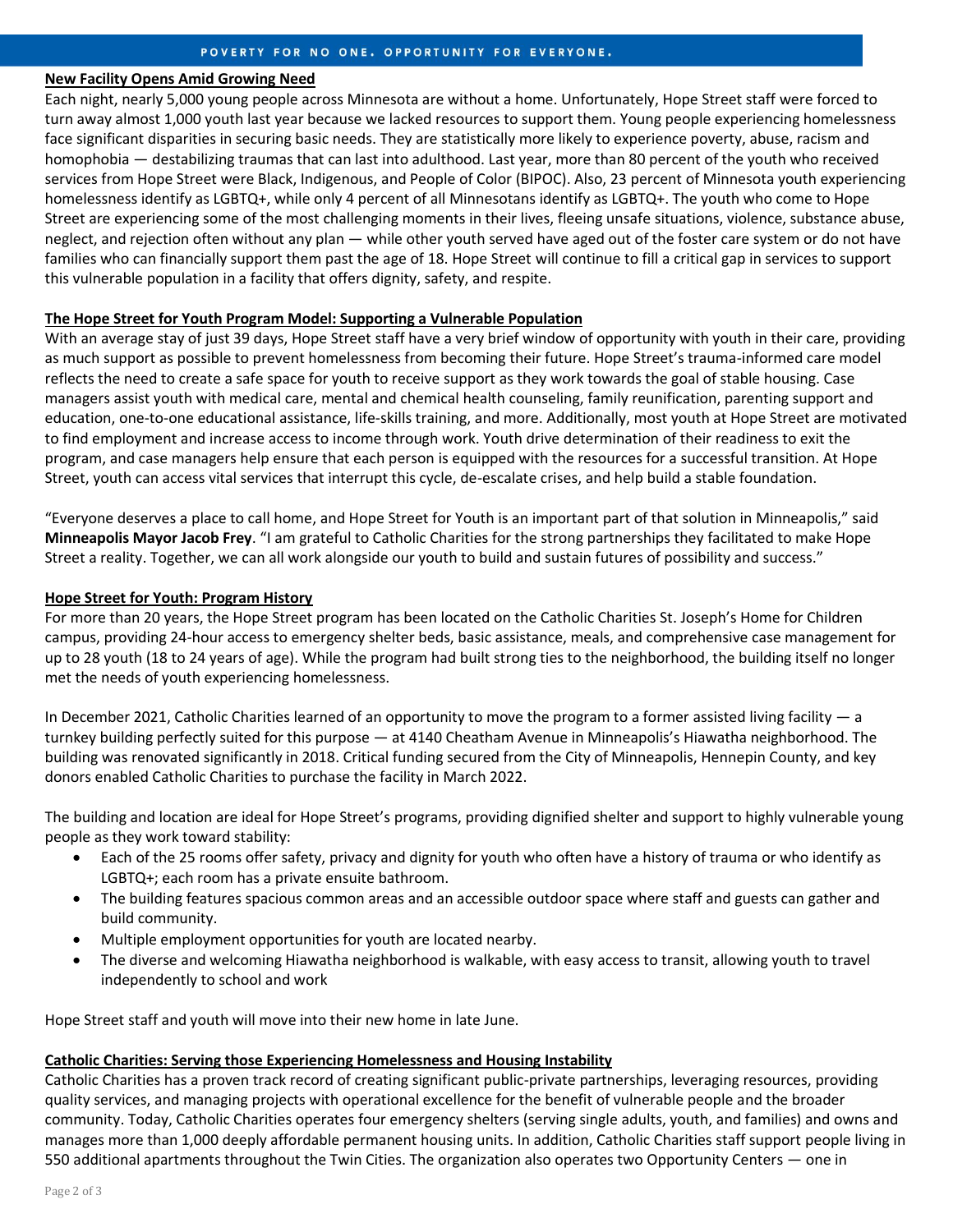### New Facility Opens Amid Growing Need

Each night, nearly 5,000 young people across Minnesota are without a home. Unfortunately, Hope Street staff were forced to turn away almost 1,000 youth last year because we lacked resources to support them. Young people experiencing homelessness face significant disparities in securing basic needs. They are statistically more likely to experience poverty, abuse, racism and homophobia — destabilizing traumas that can last into adulthood. Last year, more than 80 percent of the youth who received services from Hope Street were Black, Indigenous, and People of Color (BIPOC). Also, 23 percent of Minnesota youth experiencing homelessness identify as LGBTQ+, while only 4 percent of all Minnesotans identify as LGBTQ+. The youth who come to Hope Street are experiencing some of the most challenging moments in their lives, fleeing unsafe situations, violence, substance abuse, neglect, and rejection often without any plan — while other youth served have aged out of the foster care system or do not have families who can financially support them past the age of 18. Hope Street will continue to fill a critical gap in services to support this vulnerable population in a facility that offers dignity, safety, and respite.

### The Hope Street for Youth Program Model: Supporting a Vulnerable Population

With an average stay of just 39 days, Hope Street staff have a very brief window of opportunity with youth in their care, providing as much support as possible to prevent homelessness from becoming their future. Hope Street's trauma-informed care model reflects the need to create a safe space for youth to receive support as they work towards the goal of stable housing. Case managers assist youth with medical care, mental and chemical health counseling, family reunification, parenting support and education, one-to-one educational assistance, life-skills training, and more. Additionally, most youth at Hope Street are motivated to find employment and increase access to income through work. Youth drive determination of their readiness to exit the program, and case managers help ensure that each person is equipped with the resources for a successful transition. At Hope Street, youth can access vital services that interrupt this cycle, de-escalate crises, and help build a stable foundation.

"Everyone deserves a place to call home, and Hope Street for Youth is an important part of that solution in Minneapolis," said **Minneapolis Mayor Jacob Frey**. "I am grateful to Catholic Charities for the strong partnerships they facilitated to make Hope Street a reality. Together, we can all work alongside our youth to build and sustain futures of possibility and success."

### Hope Street for Youth: Program History

For more than 20 years, the Hope Street program has been located on the Catholic Charities St. Joseph's Home for Children campus, providing 24-hour access to emergency shelter beds, basic assistance, meals, and comprehensive case management for up to 28 youth (18 to 24 years of age). While the program had built strong ties to the neighborhood, the building itself no longer met the needs of youth experiencing homelessness.

In December 2021, Catholic Charities learned of an opportunity to move the program to a former assisted living facility — a turnkey building perfectly suited for this purpose — at 4140 Cheatham Avenue in Minneapolis's Hiawatha neighborhood. The building was renovated significantly in 2018. Critical funding secured from the City of Minneapolis, Hennepin County, and key donors enabled Catholic Charities to purchase the facility in March 2022.

The building and location are ideal for Hope Street's programs, providing dignified shelter and support to highly vulnerable young people as they work toward stability:

- Each of the 25 rooms offer safety, privacy and dignity for youth who often have a history of trauma or who identify as LGBTQ+; each room has a private ensuite bathroom.
- The building features spacious common areas and an accessible outdoor space where staff and guests can gather and build community.
- Multiple employment opportunities for youth are located nearby.
- The diverse and welcoming Hiawatha neighborhood is walkable, with easy access to transit, allowing youth to travel independently to school and work

Hope Street staff and youth will move into their new home in late June.

### Catholic Charities: Serving those Experiencing Homelessness and Housing Instability

Catholic Charities has a proven track record of creating significant public-private partnerships, leveraging resources, providing quality services, and managing projects with operational excellence for the benefit of vulnerable people and the broader community. Today, Catholic Charities operates four emergency shelters (serving single adults, youth, and families) and owns and manages more than 1,000 deeply affordable permanent housing units. In addition, Catholic Charities staff support people living in 550 additional apartments throughout the Twin Cities. The organization also operates two Opportunity Centers — one in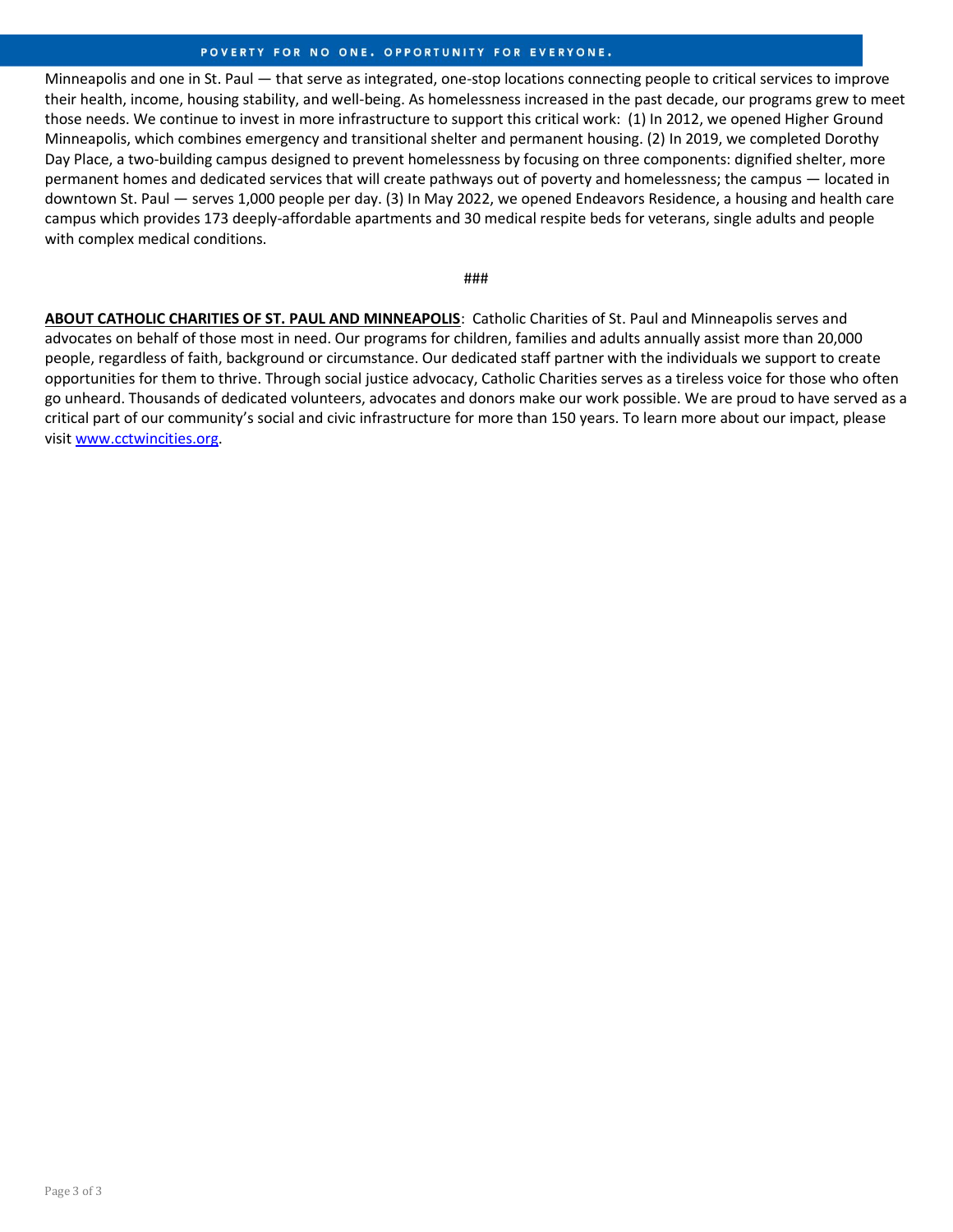Minneapolis and one in St. Paul — that serve as integrated, one-stop locations connecting people to critical services to improve their health, income, housing stability, and well-being. As homelessness increased in the past decade, our programs grew to meet those needs. We continue to invest in more infrastructure to support this critical work: (1) In 2012, we opened Higher Ground Minneapolis, which combines emergency and transitional shelter and permanent housing. (2) In 2019, we completed Dorothy Day Place, a two-building campus designed to prevent homelessness by focusing on three components: dignified shelter, more permanent homes and dedicated services that will create pathways out of poverty and homelessness; the campus — located in downtown St. Paul — serves 1,000 people per day. (3) In May 2022, we opened Endeavors Residence, a housing and health care campus which provides 173 deeply-affordable apartments and 30 medical respite beds for veterans, single adults and people with complex medical conditions.

###

**ABOUT CATHOLIC CHARITIES OF ST. PAUL AND MINNEAPOLIS**: Catholic Charities of St. Paul and Minneapolis serves and advocates on behalf of those most in need. Our programs for children, families and adults annually assist more than 20,000 people, regardless of faith, background or circumstance. Our dedicated staff partner with the individuals we support to create opportunities for them to thrive. Through social justice advocacy, Catholic Charities serves as a tireless voice for those who often go unheard. Thousands of dedicated volunteers, advocates and donors make our work possible. We are proud to have served as a critical part of our community's social and civic infrastructure for more than 150 years. To learn more about our impact, please visit [www.cctwincities.org](http://www.cctwincities.org).